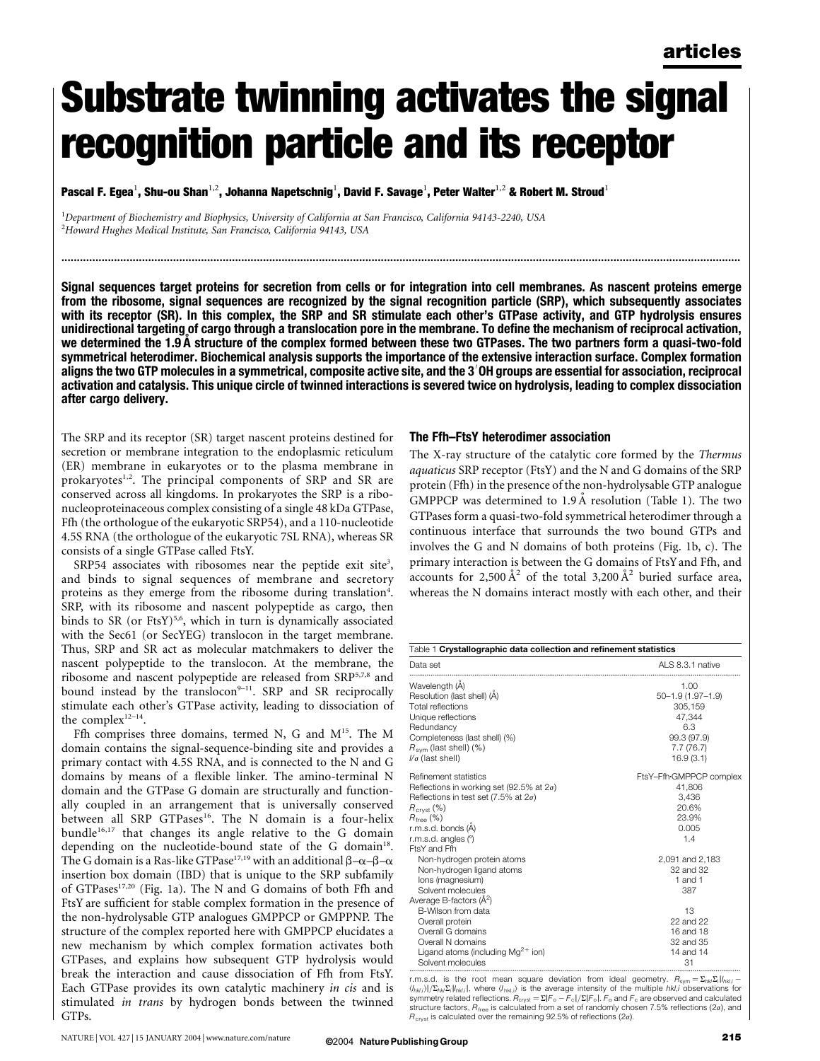# Substrate twinning activates the signal recognition particle and its receptor

**Pascal F. Egea[1], Shu-ou Shan[1,2], Johanna Napetschnig[1], David F. Savage[1], Peter Walter[1,2] & Robert M. Stroud[1]**

[1]*Department of Biochemistry and Biophysics, University of California at San Francisco, California 94143-2240, USA*
[2]*Howard Hughes Medical Institute, San Francisco, California 94143, USA*

**Signal sequences target proteins for secretion from cells or for integration into cell membranes. As nascent proteins emerge from the ribosome, signal sequences are recognized by the signal recognition particle (SRP), which subsequently associates with its receptor (SR). In this complex, the SRP and SR stimulate each other's GTPase activity, and GTP hydrolysis ensures unidirectional targeting of cargo through a translocation pore in the membrane. To define the mechanism of reciprocal activation, we determined the 1.9 Å structure of the complex formed between these two GTPases. The two partners form a quasi-two-fold symmetrical heterodimer. Biochemical analysis supports the importance of the extensive interaction surface. Complex formation aligns the two GTP molecules in a symmetrical, composite active site, and the 3′OH groups are essential for association, reciprocal activation and catalysis. This unique circle of twinned interactions is severed twice on hydrolysis, leading to complex dissociation after cargo delivery.**

The SRP and its receptor (SR) target nascent proteins destined for secretion or membrane integration to the endoplasmic reticulum (ER) membrane in eukaryotes or to the plasma membrane in prokaryotes[1,2]. The principal components of SRP and SR are conserved across all kingdoms. In prokaryotes the SRP is a ribonucleoproteinaceous complex consisting of a single 48 kDa GTPase, Ffh (the orthologue of the eukaryotic SRP54), and a 110-nucleotide 4.5S RNA (the orthologue of the eukaryotic 7SL RNA), whereas SR consists of a single GTPase called FtsY.

SRP54 associates with ribosomes near the peptide exit site[3], and binds to signal sequences of membrane and secretory proteins as they emerge from the ribosome during translation[4]. SRP, with its ribosome and nascent polypeptide as cargo, then binds to SR (or FtsY)[5,6], which in turn is dynamically associated with the Sec61 (or SecYEG) translocon in the target membrane. Thus, SRP and SR act as molecular matchmakers to deliver the nascent polypeptide to the translocon. At the membrane, the ribosome and nascent polypeptide are released from SRP[5,7,8] and bound instead by the translocon[9–11]. SRP and SR reciprocally stimulate each other's GTPase activity, leading to dissociation of the complex[12–14].

Ffh comprises three domains, termed N, G and M[15]. The M domain contains the signal-sequence-binding site and provides a primary contact with 4.5S RNA, and is connected to the N and G domains by means of a flexible linker. The amino-terminal N domain and the GTPase G domain are structurally and functionally coupled in an arrangement that is universally conserved between all SRP GTPases[16]. The N domain is a four-helix bundle[16,17] that changes its angle relative to the G domain depending on the nucleotide-bound state of the G domain[18]. The G domain is a Ras-like GTPase[17,19] with an additional β–α–β–α insertion box domain (IBD) that is unique to the SRP subfamily of GTPases[17,20] (Fig. 1a). The N and G domains of both Ffh and FtsY are sufficient for stable complex formation in the presence of the non-hydrolysable GTP analogues GMPPCP or GMPPNP. The structure of the complex reported here with GMPPCP elucidates a new mechanism by which complex formation activates both GTPases, and explains how subsequent GTP hydrolysis would break the interaction and cause dissociation of Ffh from FtsY. Each GTPase provides its own catalytic machinery *in cis* and is stimulated *in trans* by hydrogen bonds between the twinned GTPs.

## The Ffh–FtsY heterodimer association

The X-ray structure of the catalytic core formed by the *Thermus aquaticus* SRP receptor (FtsY) and the N and G domains of the SRP protein (Ffh) in the presence of the non-hydrolysable GTP analogue GMPPCP was determined to 1.9 Å resolution (Table 1). The two GTPases form a quasi-two-fold symmetrical heterodimer through a continuous interface that surrounds the two bound GTPs and involves the G and N domains of both proteins (Fig. 1b, c). The primary interaction is between the G domains of FtsY and Ffh, and accounts for 2,500 $Å^2$ of the total 3,200 $Å^2$ buried surface area, whereas the N domains interact mostly with each other, and their

**Table 1 Crystallographic data collection and refinement statistics**

| Data set | ALS 8.3.1 native |
|---|---|
| Wavelength (Å) | 1.00 |
| Resolution (last shell) (Å) | 50–1.9 (1.97–1.9) |
| Total reflections | 305,159 |
| Unique reflections | 47,344 |
| Redundancy | 6.3 |
| Completeness (last shell) (%) | 99.3 (97.9) |
| $R_{sym}$ (last shell) (%) | 7.7 (76.7) |
| $I/\sigma$ (last shell) | 16.9 (3.1) |
| Refinement statistics | FtsY–Ffh·GMPPCP complex |
| Reflections in working set (92.5% at 2σ) | 41,806 |
| Reflections in test set (7.5% at 2σ) | 3,436 |
| $R_{cryst}$ (%) | 20.6% |
| $R_{free}$ (%) | 23.9% |
| r.m.s.d. bonds (Å) | 0.005 |
| r.m.s.d. angles (°) | 1.4 |
| FtsY and Ffh | |
| Non-hydrogen protein atoms | 2,091 and 2,183 |
| Non-hydrogen ligand atoms | 32 and 32 |
| Ions (magnesium) | 1 and 1 |
| Solvent molecules | 387 |
| Average B-factors ($Å^2$) | |
| B-Wilson from data | 13 |
| Overall protein | 22 and 22 |
| Overall G domains | 16 and 18 |
| Overall N domains | 32 and 35 |
| Ligand atoms (including $Mg^{2+}$ ion) | 14 and 14 |
| Solvent molecules | 31 |

r.m.s.d. is the root mean square deviation from ideal geometry. $R_{sym} = \Sigma_{hkl}\Sigma_i|I_{hkl,i} - \langle I_{hkl}\rangle|/\Sigma_{hkl}\Sigma_i|I_{hkl,i}|$, where $\langle I_{hkl}\rangle$ is the average intensity of the multiple $hkl,i$ observations for symmetry related reflections. $R_{cryst} = \Sigma|F_o - F_c|/\Sigma|F_o|$. $F_o$ and $F_c$ are observed and calculated structure factors, $R_{free}$ is calculated from a set of randomly chosen 7.5% reflections (2σ), and $R_{cryst}$ is calculated over the remaining 92.5% of reflections (2σ).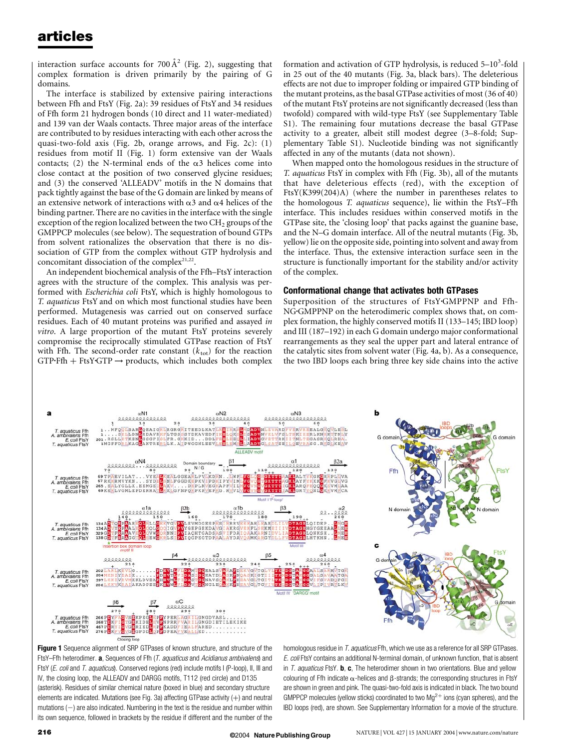interaction surface accounts for 700 Å[2] (Fig. 2), suggesting that complex formation is driven primarily by the pairing of G domains.

The interface is stabilized by extensive pairing interactions between Ffh and FtsY (Fig. 2a): 39 residues of FtsY and 34 residues of Ffh form 21 hydrogen bonds (10 direct and 11 water-mediated) and 139 van der Waals contacts. Three major areas of the interface are contributed to by residues interacting with each other across the quasi-two-fold axis (Fig. 2b, orange arrows, and Fig. 2c): (1) residues from motif II (Fig. 1) form extensive van der Waals contacts; (2) the N-terminal ends of the α3 helices come into close contact at the position of two conserved glycine residues; and (3) the conserved 'ALLEADV' motifs in the N domains that pack tightly against the base of the G domain are linked by means of an extensive network of interactions with α3 and α4 helices of the binding partner. There are no cavities in the interface with the single exception of the region localized between the two $CH_2$ groups of the GMPPCP molecules (see below). The sequestration of bound GTPs from solvent rationalizes the observation that there is no dissociation of GTP from the complex without GTP hydrolysis and concomitant dissociation of the complex[21,22].

An independent biochemical analysis of the Ffh–FtsY interaction agrees with the structure of the complex. This analysis was performed with *Escherichia coli* FtsY, which is highly homologous to *T. aquaticus* FtsY and on which most functional studies have been performed. Mutagenesis was carried out on conserved surface residues. Each of 40 mutant proteins was purified and assayed *in vitro*. A large proportion of the mutant FtsY proteins severely compromise the reciprocally stimulated GTPase reaction of FtsY with Ffh. The second-order rate constant ($k_{tot}$) for the reaction GTP·Ffh + FtsY·GTP → products, which includes both complex formation and activation of GTP hydrolysis, is reduced 5–$10^3$-fold in 25 out of the 40 mutants (Fig. 3a, black bars). The deleterious effects are not due to improper folding or impaired GTP binding of the mutant proteins, as the basal GTPase activities of most (36 of 40) of the mutant FtsY proteins are not significantly decreased (less than twofold) compared with wild-type FtsY (see Supplementary Table S1). The remaining four mutations decrease the basal GTPase activity to a greater, albeit still modest degree (3–8-fold; Supplementary Table S1). Nucleotide binding was not significantly affected in any of the mutants (data not shown).

When mapped onto the homologous residues in the structure of *T. aquaticus* FtsY in complex with Ffh (Fig. 3b), all of the mutants that have deleterious effects (red), with the exception of FtsY(K399(204)A) (where the number in parentheses relates to the homologous *T. aquaticus* sequence), lie within the FtsY–Ffh interface. This includes residues within conserved motifs in the GTPase site, the 'closing loop' that packs against the guanine base, and the N–G domain interface. All of the neutral mutants (Fig. 3b, yellow) lie on the opposite side, pointing into solvent and away from the interface. Thus, the extensive interaction surface seen in the structure is functionally important for the stability and/or activity of the complex.

## Conformational change that activates both GTPases

Superposition of the structures of FtsY·GMPPNP and Ffh-NG·GMPPNP on the heterodimeric complex shows that, on complex formation, the highly conserved motifs II (133–145; IBD loop) and III (187–192) in each G domain undergo major conformational rearrangements as they seal the upper part and lateral entrance of the catalytic sites from solvent water (Fig. 4a, b). As a consequence, the two IBD loops each bring three key side chains into the active

**Figure 1** Sequence alignment of SRP GTPases of known structure, and structure of the FtsY–Ffh heterodimer. **a**, Sequences of Ffh (*T. aquaticus* and *Acidianus ambivalens*) and FtsY (*E. coli* and *T. aquaticus*). Conserved regions (red) include motifs I (P-loop), II, III and IV, the closing loop, the ALLEADV and DARGG motifs, T112 (red circle) and D135 (asterisk). Residues of similar chemical nature (boxed in blue) and secondary structure elements are indicated. Mutations (see Fig. 3a) affecting GTPase activity (+) and neutral mutations (−) are also indicated. Numbering in the text is the residue and number within its own sequence, followed in brackets by the residue if different and the number of the homologous residue in *T. aquaticus* Ffh, which we use as a reference for all SRP GTPases. *E. coli* FtsY contains an additional N-terminal domain, of unknown function, that is absent in *T. aquaticus* FtsY. **b**, **c**, The heterodimer shown in two orientations. Blue and yellow colouring of Ffh indicate α-helices and β-strands; the corresponding structures in FtsY are shown in green and pink. The quasi-two-fold axis is indicated in black. The two bound GMPPCP molecules (yellow sticks) coordinated to two $Mg^{2+}$ ions (cyan spheres), and the IBD loops (red), are shown. See Supplementary Information for a movie of the structure.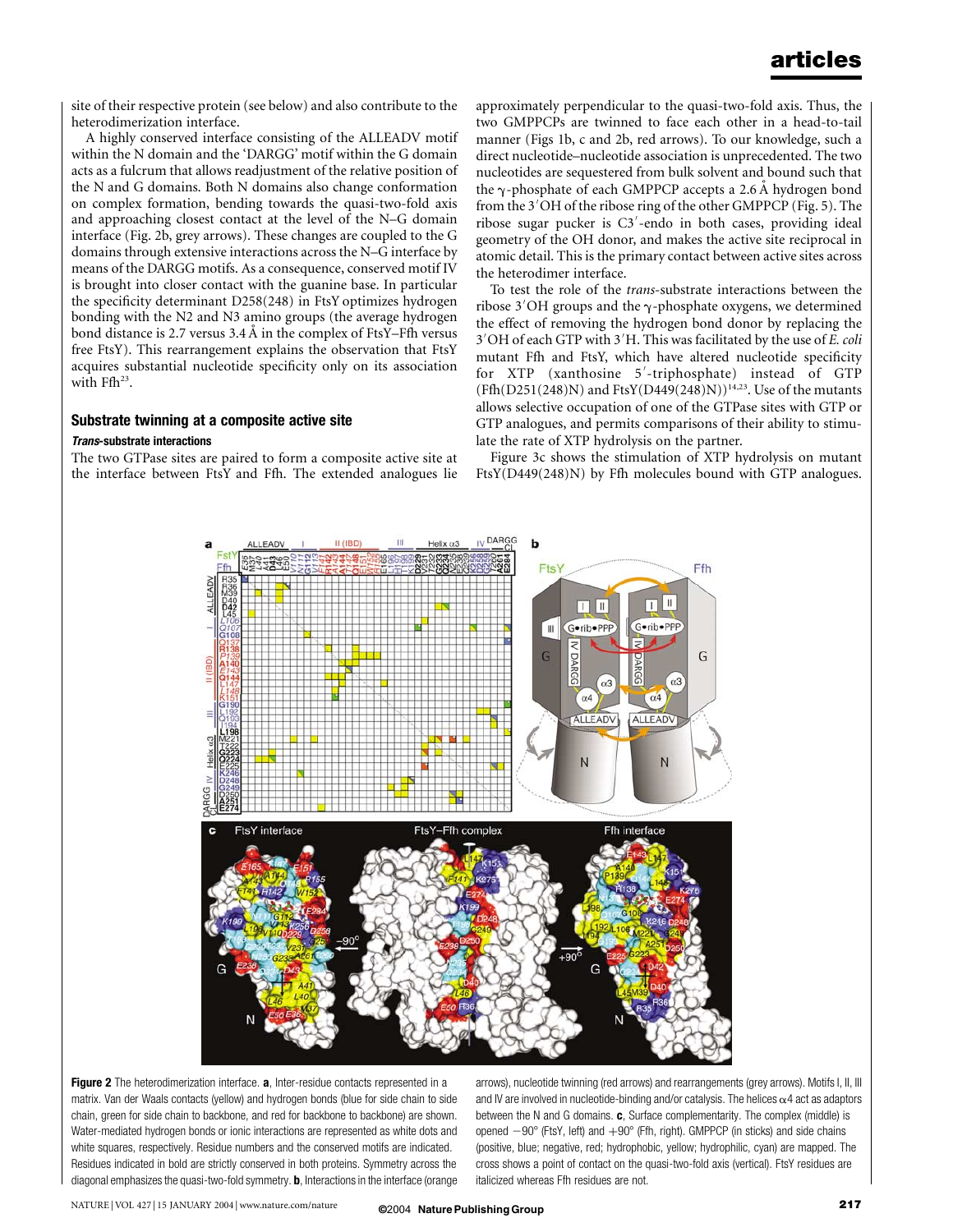site of their respective protein (see below) and also contribute to the heterodimerization interface.

A highly conserved interface consisting of the ALLEADV motif within the N domain and the 'DARGG' motif within the G domain acts as a fulcrum that allows readjustment of the relative position of the N and G domains. Both N domains also change conformation on complex formation, bending towards the quasi-two-fold axis and approaching closest contact at the level of the N–G domain interface (Fig. 2b, grey arrows). These changes are coupled to the G domains through extensive interactions across the N–G interface by means of the DARGG motifs. As a consequence, conserved motif IV is brought into closer contact with the guanine base. In particular the specificity determinant D258(248) in FtsY optimizes hydrogen bonding with the N2 and N3 amino groups (the average hydrogen bond distance is 2.7 versus 3.4 Å in the complex of FtsY–Ffh versus free FtsY). This rearrangement explains the observation that FtsY acquires substantial nucleotide specificity only on its association with Ffh[23].

## Substrate twinning at a composite active site

### *Trans*-substrate interactions

The two GTPase sites are paired to form a composite active site at the interface between FtsY and Ffh. The extended analogues lie approximately perpendicular to the quasi-two-fold axis. Thus, the two GMPPCPs are twinned to face each other in a head-to-tail manner (Figs 1b, c and 2b, red arrows). To our knowledge, such a direct nucleotide–nucleotide association is unprecedented. The two nucleotides are sequestered from bulk solvent and bound such that the γ-phosphate of each GMPPCP accepts a 2.6 Å hydrogen bond from the 3′OH of the ribose ring of the other GMPPCP (Fig. 5). The ribose sugar pucker is C3′-endo in both cases, providing ideal geometry of the OH donor, and makes the active site reciprocal in atomic detail. This is the primary contact between active sites across the heterodimer interface.

To test the role of the *trans*-substrate interactions between the ribose 3′OH groups and the γ-phosphate oxygens, we determined the effect of removing the hydrogen bond donor by replacing the 3′OH of each GTP with 3′H. This was facilitated by the use of *E. coli* mutant Ffh and FtsY, which have altered nucleotide specificity for XTP (xanthosine 5′-triphosphate) instead of GTP (Ffh(D251(248)N) and FtsY(D449(248)N))[14,23]. Use of the mutants allows selective occupation of one of the GTPase sites with GTP or GTP analogues, and permits comparisons of their ability to stimulate the rate of XTP hydrolysis on the partner.

Figure 3c shows the stimulation of XTP hydrolysis on mutant FtsY(D449(248)N) by Ffh molecules bound with GTP analogues.

**Figure 2** The heterodimerization interface. **a**, Inter-residue contacts represented in a matrix. Van der Waals contacts (yellow) and hydrogen bonds (blue for side chain to side chain, green for side chain to backbone, and red for backbone to backbone) are shown. Water-mediated hydrogen bonds or ionic interactions are represented as white dots and white squares, respectively. Residue numbers and the conserved motifs are indicated. Residues indicated in bold are strictly conserved in both proteins. Symmetry across the diagonal emphasizes the quasi-two-fold symmetry. **b**, Interactions in the interface (orange arrows), nucleotide twinning (red arrows) and rearrangements (grey arrows). Motifs I, II, III and IV are involved in nucleotide-binding and/or catalysis. The helices α4 act as adaptors between the N and G domains. **c**, Surface complementarity. The complex (middle) is opened −90° (FtsY, left) and +90° (Ffh, right). GMPPCP (in sticks) and side chains (positive, blue; negative, red; hydrophobic, yellow; hydrophilic, cyan) are mapped. The cross shows a point of contact on the quasi-two-fold axis (vertical). FtsY residues are italicized whereas Ffh residues are not.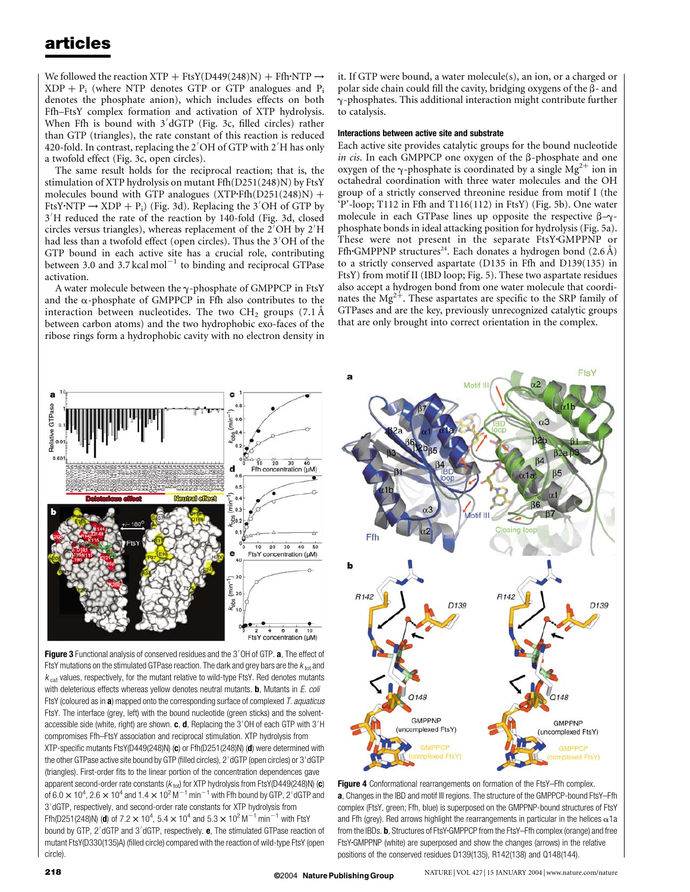We followed the reaction XTP + FtsY(D449(248)N) + Ffh·NTP → XDP + $P_i$ (where NTP denotes GTP or GTP analogues and $P_i$ denotes the phosphate anion), which includes effects on both Ffh–FtsY complex formation and activation of XTP hydrolysis. When Ffh is bound with 3′dGTP (Fig. 3c, filled circles) rather than GTP (triangles), the rate constant of this reaction is reduced 420-fold. In contrast, replacing the 2′OH of GTP with 2′H has only a twofold effect (Fig. 3c, open circles).

The same result holds for the reciprocal reaction; that is, the stimulation of XTP hydrolysis on mutant Ffh(D251(248)N) by FtsY molecules bound with GTP analogues (XTP·Ffh(D251(248)N) + FtsY·NTP → XDP + $P_i$) (Fig. 3d). Replacing the 3′OH of GTP by 3′H reduced the rate of the reaction by 140-fold (Fig. 3d, closed circles versus triangles), whereas replacement of the 2′OH by 2′H had less than a twofold effect (open circles). Thus the 3′OH of the GTP bound in each active site has a crucial role, contributing between 3.0 and 3.7 kcal $mol^{-1}$ to binding and reciprocal GTPase activation.

A water molecule between the γ-phosphate of GMPPCP in FtsY and the α-phosphate of GMPPCP in Ffh also contributes to the interaction between nucleotides. The two $CH_2$ groups (7.1 Å between carbon atoms) and the two hydrophobic exo-faces of the ribose rings form a hydrophobic cavity with no electron density in it. If GTP were bound, a water molecule(s), an ion, or a charged or polar side chain could fill the cavity, bridging oxygens of the β- and γ-phosphates. This additional interaction might contribute further to catalysis.

#### Interactions between active site and substrate

Each active site provides catalytic groups for the bound nucleotide *in cis*. In each GMPPCP one oxygen of the β-phosphate and one oxygen of the γ-phosphate is coordinated by a single $Mg^{2+}$ ion in octahedral coordination with three water molecules and the OH group of a strictly conserved threonine residue from motif I (the ‘P’-loop; T112 in Ffh and T116(112) in FtsY) (Fig. 5b). One water molecule in each GTPase lines up opposite the respective β–γ-phosphate bonds in ideal attacking position for hydrolysis (Fig. 5a). These were not present in the separate FtsY·GMPPNP or Ffh·GMPPNP structures[24]. Each donates a hydrogen bond (2.6 Å) to a strictly conserved aspartate (D135 in Ffh and D139(135) in FtsY) from motif II (IBD loop; Fig. 5). These two aspartate residues also accept a hydrogen bond from one water molecule that coordinates the $Mg^{2+}$. These aspartates are specific to the SRP family of GTPases and are the key, previously unrecognized catalytic groups that are only brought into correct orientation in the complex.

**Figure 3** Functional analysis of conserved residues and the 3′OH of GTP. **a**, The effect of FtsY mutations on the stimulated GTPase reaction. The dark and grey bars are the $k_{tot}$ and $k_{cat}$ values, respectively, for the mutant relative to wild-type FtsY. Red denotes mutants with deleterious effects whereas yellow denotes neutral mutants. **b**, Mutants in *E. coli* FtsY (coloured as in **a**) mapped onto the corresponding surface of complexed *T. aquaticus* FtsY. The interface (grey, left) with the bound nucleotide (green sticks) and the solvent-accessible side (white, right) are shown. **c**, **d**, Replacing the 3′OH of each GTP with 3′H compromises Ffh–FtsY association and reciprocal stimulation. XTP hydrolysis from XTP-specific mutants FtsY(D449(248)N) (**c**) or Ffh(D251(248)N) (**d**) were determined with the other GTPase active site bound by GTP (filled circles), 2′dGTP (open circles) or 3′dGTP (triangles). First-order fits to the linear portion of the concentration dependences gave apparent second-order rate constants ($k_{tot}$) for XTP hydrolysis from FtsY(D449(248)N) (**c**) of $6.0 \times 10^4$, $2.6 \times 10^4$ and $1.4 \times 10^2$ $M^{-1}$ $min^{-1}$ with Ffh bound by GTP, 2′dGTP and 3′dGTP, respectively, and second-order rate constants for XTP hydrolysis from Ffh(D251(248)N) (**d**) of $7.2 \times 10^4$, $5.4 \times 10^4$ and $5.3 \times 10^2$ $M^{-1}$ $min^{-1}$ with FtsY bound by GTP, 2′dGTP and 3′dGTP, respectively. **e**, The stimulated GTPase reaction of mutant FtsY(D330(135)A) (filled circle) compared with the reaction of wild-type FtsY (open circle).

**Figure 4** Conformational rearrangements on formation of the FtsY–Ffh complex. **a**, Changes in the IBD and motif III regions. The structure of the GMPPCP-bound FtsY–Ffh complex (FtsY, green; Ffh, blue) is superposed on the GMPPNP-bound structures of FtsY and Ffh (grey). Red arrows highlight the rearrangements in particular in the helices α1a from the IBDs. **b**, Structures of FtsY·GMPPCP from the FtsY–Ffh complex (orange) and free FtsY·GMPPNP (white) are superposed and show the changes (arrows) in the relative positions of the conserved residues D139(135), R142(138) and Q148(144).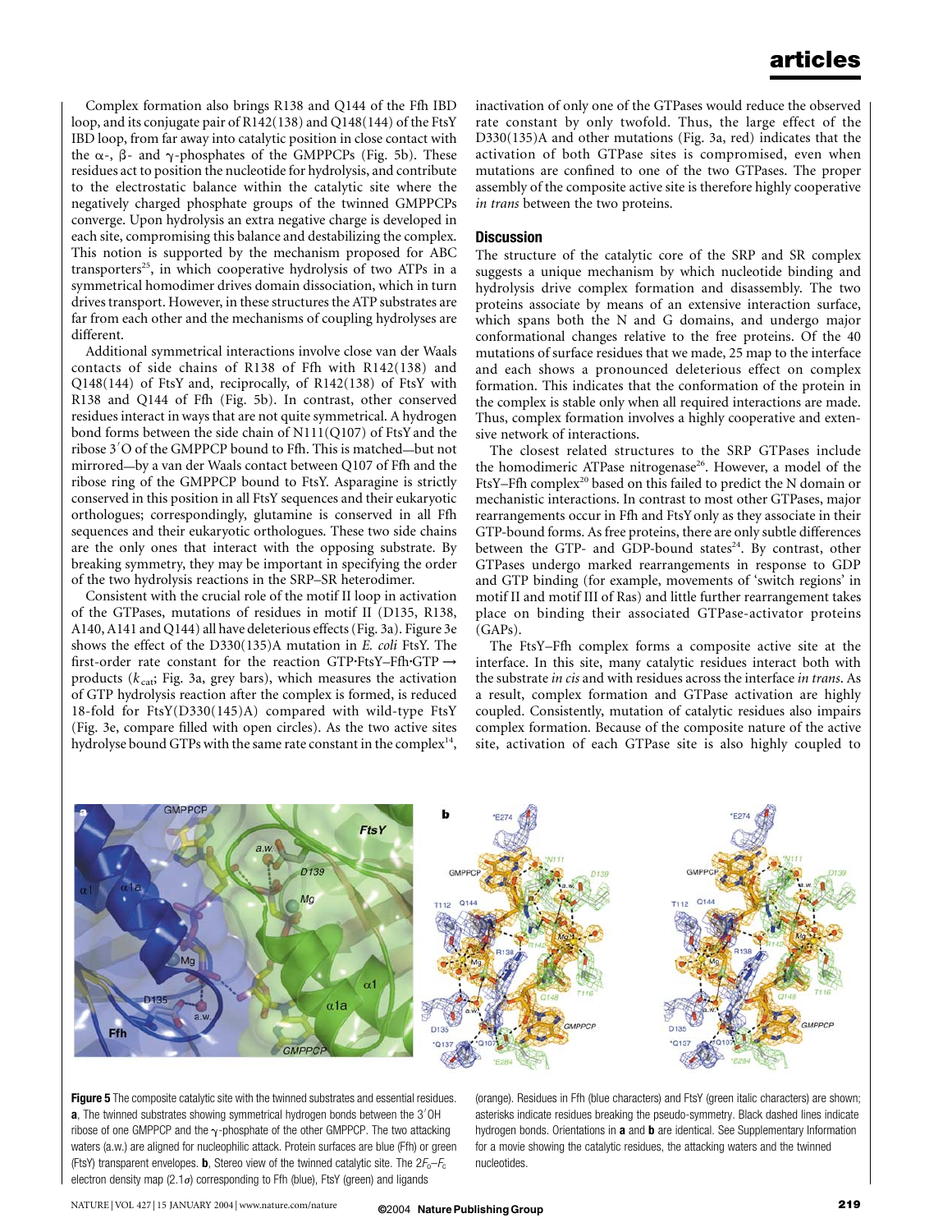Complex formation also brings R138 and Q144 of the Ffh IBD loop, and its conjugate pair of R142(138) and Q148(144) of the FtsY IBD loop, from far away into catalytic position in close contact with the α-, β- and γ-phosphates of the GMPPCPs (Fig. 5b). These residues act to position the nucleotide for hydrolysis, and contribute to the electrostatic balance within the catalytic site where the negatively charged phosphate groups of the twinned GMPPCPs converge. Upon hydrolysis an extra negative charge is developed in each site, compromising this balance and destabilizing the complex. This notion is supported by the mechanism proposed for ABC transporters[25], in which cooperative hydrolysis of two ATPs in a symmetrical homodimer drives domain dissociation, which in turn drives transport. However, in these structures the ATP substrates are far from each other and the mechanisms of coupling hydrolyses are different.

Additional symmetrical interactions involve close van der Waals contacts of side chains of R138 of Ffh with R142(138) and Q148(144) of FtsY and, reciprocally, of R142(138) of FtsY with R138 and Q144 of Ffh (Fig. 5b). In contrast, other conserved residues interact in ways that are not quite symmetrical. A hydrogen bond forms between the side chain of N111(Q107) of FtsY and the ribose 3′O of the GMPPCP bound to Ffh. This is matched—but not mirrored—by a van der Waals contact between Q107 of Ffh and the ribose ring of the GMPPCP bound to FtsY. Asparagine is strictly conserved in this position in all FtsY sequences and their eukaryotic orthologues; correspondingly, glutamine is conserved in all Ffh sequences and their eukaryotic orthologues. These two side chains are the only ones that interact with the opposing substrate. By breaking symmetry, they may be important in specifying the order of the two hydrolysis reactions in the SRP–SR heterodimer.

Consistent with the crucial role of the motif II loop in activation of the GTPases, mutations of residues in motif II (D135, R138, A140, A141 and Q144) all have deleterious effects (Fig. 3a). Figure 3e shows the effect of the D330(135)A mutation in *E. coli* FtsY. The first-order rate constant for the reaction GTP·FtsY–Ffh·GTP → products ($k_{cat}$; Fig. 3a, grey bars), which measures the activation of GTP hydrolysis reaction after the complex is formed, is reduced 18-fold for FtsY(D330(145)A) compared with wild-type FtsY (Fig. 3e, compare filled with open circles). As the two active sites hydrolyse bound GTPs with the same rate constant in the complex[14], inactivation of only one of the GTPases would reduce the observed rate constant by only twofold. Thus, the large effect of the D330(135)A and other mutations (Fig. 3a, red) indicates that the activation of both GTPase sites is compromised, even when mutations are confined to one of the two GTPases. The proper assembly of the composite active site is therefore highly cooperative *in trans* between the two proteins.

## Discussion

The structure of the catalytic core of the SRP and SR complex suggests a unique mechanism by which nucleotide binding and hydrolysis drive complex formation and disassembly. The two proteins associate by means of an extensive interaction surface, which spans both the N and G domains, and undergo major conformational changes relative to the free proteins. Of the 40 mutations of surface residues that we made, 25 map to the interface and each shows a pronounced deleterious effect on complex formation. This indicates that the conformation of the protein in the complex is stable only when all required interactions are made. Thus, complex formation involves a highly cooperative and extensive network of interactions.

The closest related structures to the SRP GTPases include the homodimeric ATPase nitrogenase[26]. However, a model of the FtsY–Ffh complex[20] based on this failed to predict the N domain or mechanistic interactions. In contrast to most other GTPases, major rearrangements occur in Ffh and FtsY only as they associate in their GTP-bound forms. As free proteins, there are only subtle differences between the GTP- and GDP-bound states[24]. By contrast, other GTPases undergo marked rearrangements in response to GDP and GTP binding (for example, movements of 'switch regions' in motif II and motif III of Ras) and little further rearrangement takes place on binding their associated GTPase-activator proteins (GAPs).

The FtsY–Ffh complex forms a composite active site at the interface. In this site, many catalytic residues interact both with the substrate *in cis* and with residues across the interface *in trans*. As a result, complex formation and GTPase activation are highly coupled. Consistently, mutation of catalytic residues also impairs complex formation. Because of the composite nature of the active site, activation of each GTPase site is also highly coupled to

**Figure 5** The composite catalytic site with the twinned substrates and essential residues. **a**, The twinned substrates showing symmetrical hydrogen bonds between the 3′OH ribose of one GMPPCP and the γ-phosphate of the other GMPPCP. The two attacking waters (a.w.) are aligned for nucleophilic attack. Protein surfaces are blue (Ffh) or green (FtsY) transparent envelopes. **b**, Stereo view of the twinned catalytic site. The $2F_o$–$F_c$ electron density map (2.1σ) corresponding to Ffh (blue), FtsY (green) and ligands (orange). Residues in Ffh (blue characters) and FtsY (green italic characters) are shown; asterisks indicate residues breaking the pseudo-symmetry. Black dashed lines indicate hydrogen bonds. Orientations in **a** and **b** are identical. See Supplementary Information for a movie showing the catalytic residues, the attacking waters and the twinned nucleotides.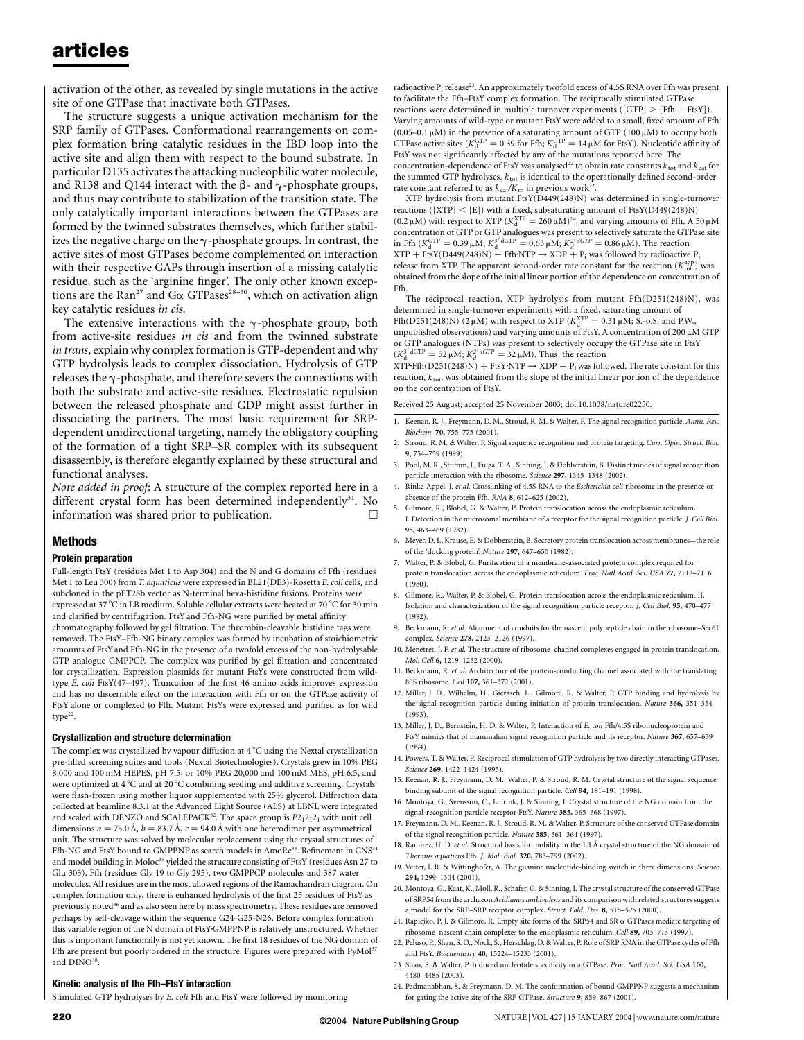activation of the other, as revealed by single mutations in the active site of one GTPase that inactivate both GTPases.

The structure suggests a unique activation mechanism for the SRP family of GTPases. Conformational rearrangements on complex formation bring catalytic residues in the IBD loop into the active site and align them with respect to the bound substrate. In particular D135 activates the attacking nucleophilic water molecule, and R138 and Q144 interact with the β- and γ-phosphate groups, and thus may contribute to stabilization of the transition state. The only catalytically important interactions between the GTPases are formed by the twinned substrates themselves, which further stabilizes the negative charge on the γ-phosphate groups. In contrast, the active sites of most GTPases become complemented on interaction with their respective GAPs through insertion of a missing catalytic residue, such as the 'arginine finger'. The only other known exceptions are the Ran[27] and Gα GTPases[28–30], which on activation align key catalytic residues *in cis*.

The extensive interactions with the γ-phosphate group, both from active-site residues *in cis* and from the twinned substrate *in trans*, explain why complex formation is GTP-dependent and why GTP hydrolysis leads to complex dissociation. Hydrolysis of GTP releases the γ-phosphate, and therefore severs the connections with both the substrate and active-site residues. Electrostatic repulsion between the released phosphate and GDP might assist further in dissociating the partners. The most basic requirement for SRP-dependent unidirectional targeting, namely the obligatory coupling of the formation of a tight SRP–SR complex with its subsequent disassembly, is therefore elegantly explained by these structural and functional analyses.

*Note added in proof*: A structure of the complex reported here in a different crystal form has been determined independently[31]. No information was shared prior to publication. □

## Methods

### Protein preparation

Full-length FtsY (residues Met 1 to Asp 304) and the N and G domains of Ffh (residues Met 1 to Leu 300) from *T. aquaticus* were expressed in BL21(DE3)-Rosetta *E. coli* cells, and subcloned in the pET28b vector as N-terminal hexa-histidine fusions. Proteins were expressed at 37 °C in LB medium. Soluble cellular extracts were heated at 70 °C for 30 min and clarified by centrifugation. FtsY and Ffh-NG were purified by metal affinity chromatography followed by gel filtration. The thrombin-cleavable histidine tags were removed. The FtsY–Ffh-NG binary complex was formed by incubation of stoichiometric amounts of FtsY and Ffh-NG in the presence of a twofold excess of the non-hydrolysable GTP analogue GMPPCP. The complex was purified by gel filtration and concentrated for crystallization. Expression plasmids for mutant FtsYs were constructed from wild-type *E. coli* FtsY(47–497). Truncation of the first 46 amino acids improves expression and has no discernible effect on the interaction with Ffh or on the GTPase activity of FtsY alone or complexed to Ffh. Mutant FtsYs were expressed and purified as for wild type[22].

### Crystallization and structure determination

The complex was crystallized by vapour diffusion at 4 °C using the Nextal crystallization pre-filled screening suites and tools (Nextal Biotechnologies). Crystals grew in 10% PEG 8,000 and 100 mM HEPES, pH 7.5, or 10% PEG 20,000 and 100 mM MES, pH 6.5, and were optimized at 4 °C and at 20 °C combining seeding and additive screening. Crystals were flash-frozen using mother liquor supplemented with 25% glycerol. Diffraction data collected at beamline 8.3.1 at the Advanced Light Source (ALS) at LBNL were integrated and scaled with DENZO and SCALEPACK[32]. The space group is $P2_12_12_1$ with unit cell dimensions $a = 75.0$ Å, $b = 83.7$ Å, $c = 94.0$ Å with one heterodimer per asymmetrical unit. The structure was solved by molecular replacement using the crystal structures of Ffh-NG and FtsY bound to GMPPNP as search models in AmoRe[33]. Refinement in CNS[34] and model building in Moloc[35] yielded the structure consisting of FtsY (residues Asn 27 to Glu 303), Ffh (residues Gly 19 to Gly 295), two GMPPCP molecules and 387 water molecules. All residues are in the most allowed regions of the Ramachandran diagram. On complex formation only, there is enhanced hydrolysis of the first 25 residues of FtsY as previously noted[36] and as also seen here by mass spectrometry. These residues are removed perhaps by self-cleavage within the sequence G24-G25-N26. Before complex formation this variable region of the N domain of FtsY·GMPPNP is relatively unstructured. Whether this is important functionally is not yet known. The first 18 residues of the NG domain of Ffh are present but poorly ordered in the structure. Figures were prepared with PyMol[37] and DINO[38].

### Kinetic analysis of the Ffh–FtsY interaction

Stimulated GTP hydrolyses by *E. coli* Ffh and FtsY were followed by monitoring radioactive $P_i$ release[23]. An approximately twofold excess of 4.5S RNA over Ffh was present to facilitate the Ffh–FtsY complex formation. The reciprocally stimulated GTPase reactions were determined in multiple turnover experiments ([GTP] > [Ffh + FtsY]). Varying amounts of wild-type or mutant FtsY were added to a small, fixed amount of Ffh (0.05–0.1 μM) in the presence of a saturating amount of GTP (100 μM) to occupy both GTPase active sites ($K_d^{GTP} = 0.39$ for Ffh; $K_d^{GTP} = 14$ μM for FtsY). Nucleotide affinity of FtsY was not significantly affected by any of the mutations reported here. The concentration-dependence of FtsY was analysed[22] to obtain rate constants $k_{tot}$ and $k_{cat}$ for the summed GTP hydrolyses. $k_{tot}$ is identical to the operationally defined second-order rate constant referred to as $k_{cat}/K_m$ in previous work[22].

XTP hydrolysis from mutant FtsY(D449(248)N) was determined in single-turnover reactions ([XTP] < [E]) with a fixed, subsaturating amount of FtsY(D449(248)N) (0.2 μM) with respect to XTP ($K_d^{XTP} = 260$ μM)[24], and varying amounts of Ffh. A 50 μM concentration of GTP or GTP analogues was present to selectively saturate the GTPase site in Ffh ($K_d^{GTP} = 0.39$ μM; $K_d^{3'dGTP} = 0.63$ μM; $K_d^{2'dGTP} = 0.86$ μM). The reaction $XTP + FtsY(D449(248)N) + Ffh{\cdot}NTP \rightarrow XDP + P_i$ was followed by radioactive $P_i$ release from XTP. The apparent second-order rate constant for the reaction ($K_{tot}^{app}$) was obtained from the slope of the initial linear portion of the dependence on concentration of Ffh.

The reciprocal reaction, XTP hydrolysis from mutant Ffh(D251(248)N), was determined in single-turnover experiments with a fixed, saturating amount of Ffh(D251(248)N) (2 μM) with respect to XTP ($K_d^{XTP} = 0.31$ μM; S.-o.S. and P.W., unpublished observations) and varying amounts of FtsY. A concentration of 200 μM GTP or GTP analogues (NTPs) was present to selectively occupy the GTPase site in FtsY ($K_d^{3'dGTP} = 52$ μM; $K_d^{2'dGTP} = 32$ μM). Thus, the reaction $XTP{\cdot}Ffh(D251(248)N) + FtsY{\cdot}NTP \rightarrow XDP + P_i$ was followed. The rate constant for this reaction, $k_{tot}$, was obtained from the slope of the initial linear portion of the dependence on the concentration of FtsY.

Received 25 August; accepted 25 November 2003; doi:10.1038/nature02250.

1. Keenan, R. J., Freymann, D. M., Stroud, R. M. & Walter, P. The signal recognition particle. *Annu. Rev. Biochem.* **70**, 755–775 (2001).
2. Stroud, R. M. & Walter, P. Signal sequence recognition and protein targeting. *Curr. Opin. Struct. Biol.* **9**, 754–759 (1999).
3. Pool, M. R., Stumm, J., Fulga, T. A., Sinning, I. & Dobberstein, B. Distinct modes of signal recognition particle interaction with the ribosome. *Science* **297**, 1345–1348 (2002).
4. Rinke-Appel, J. *et al.* Crosslinking of 4.5S RNA to the *Escherichia coli* ribosome in the presence or absence of the protein Ffh. *RNA* **8**, 612–625 (2002).
5. Gilmore, R., Blobel, G. & Walter, P. Protein translocation across the endoplasmic reticulum. I. Detection in the microsomal membrane of a receptor for the signal recognition particle. *J. Cell Biol.* **95**, 463–469 (1982).
6. Meyer, D. I., Krause, E. & Dobberstein, B. Secretory protein translocation across membranes—the role of the 'docking protein'. *Nature* **297**, 647–650 (1982).
7. Walter, P. & Blobel, G. Purification of a membrane-associated protein complex required for protein translocation across the endoplasmic reticulum. *Proc. Natl Acad. Sci. USA* **77**, 7112–7116 (1980).
8. Gilmore, R., Walter, P. & Blobel, G. Protein translocation across the endoplasmic reticulum. II. Isolation and characterization of the signal recognition particle receptor. *J. Cell Biol.* **95**, 470–477 (1982).
9. Beckmann, R. *et al.* Alignment of conduits for the nascent polypeptide chain in the ribosome–Sec61 complex. *Science* **278**, 2123–2126 (1997).
10. Menetret, J. F. *et al.* The structure of ribosome–channel complexes engaged in protein translocation. *Mol. Cell* **6**, 1219–1232 (2000).
11. Beckmann, R. *et al.* Architecture of the protein-conducting channel associated with the translating 80S ribosome. *Cell* **107**, 361–372 (2001).
12. Miller, J. D., Wilhelm, H., Gierasch, L., Gilmore, R. & Walter, P. GTP binding and hydrolysis by the signal recognition particle during initiation of protein translocation. *Nature* **366**, 351–354 (1993).
13. Miller, J. D., Bernstein, H. D. & Walter, P. Interaction of *E. coli* Ffh/4.5S ribonucleoprotein and FtsY mimics that of mammalian signal recognition particle and its receptor. *Nature* **367**, 657–659 (1994).
14. Powers, T. & Walter, P. Reciprocal stimulation of GTP hydrolysis by two directly interacting GTPases. *Science* **269**, 1422–1424 (1995).
15. Keenan, R. J., Freymann, D. M., Walter, P. & Stroud, R. M. Crystal structure of the signal sequence binding subunit of the signal recognition particle. *Cell* **94**, 181–191 (1998).
16. Montoya, G., Svensson, C., Luirink, J. & Sinning, I. Crystal structure of the NG domain from the signal-recognition particle receptor FtsY. *Nature* **385**, 365–368 (1997).
17. Freymann, D. M., Keenan, R. J., Stroud, R. M. & Walter, P. Structure of the conserved GTPase domain of the signal recognition particle. *Nature* **385**, 361–364 (1997).
18. Ramirez, U. D. *et al.* Structural basis for mobility in the 1.1 Å crystal structure of the NG domain of *Thermus aquaticus* Ffh. *J. Mol. Biol.* **320**, 783–799 (2002).
19. Vetter, I. R. & Wittinghofer, A. The guanine nucleotide-binding switch in three dimensions. *Science* **294**, 1299–1304 (2001).
20. Montoya, G., Kaat, K., Moll, R., Schafer, G. & Sinning, I. The crystal structure of the conserved GTPase of SRP54 from the archaeon *Acidianus ambivalens* and its comparison with related structures suggests a model for the SRP–SRP receptor complex. *Struct. Fold. Des.* **8**, 515–525 (2000).
21. Rapiejko, P. J. & Gilmore, R. Empty site forms of the SRP54 and SR α GTPases mediate targeting of ribosome–nascent chain complexes to the endoplasmic reticulum. *Cell* **89**, 703–713 (1997).
22. Peluso, P., Shan, S. O., Nock, S., Herschlag, D. & Walter, P. Role of SRP RNA in the GTPase cycles of Ffh and FtsY. *Biochemistry* **40**, 15224–15233 (2001).
23. Shan, S. & Walter, P. Induced nucleotide specificity in a GTPase. *Proc. Natl Acad. Sci. USA* **100**, 4480–4485 (2003).
24. Padmanabhan, S. & Freymann, D. M. The conformation of bound GMPPNP suggests a mechanism for gating the active site of the SRP GTPase. *Structure* **9**, 859–867 (2001).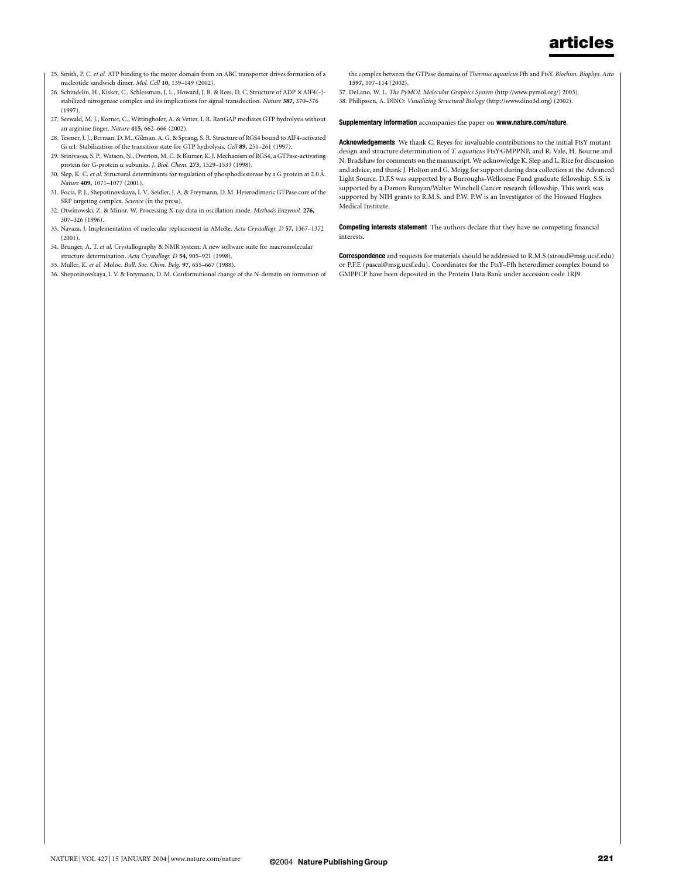25. Smith, P. C. *et al.* ATP binding to the motor domain from an ABC transporter drives formation of a nucleotide sandwich dimer. *Mol. Cell* **10,** 139–149 (2002).
26. Schindelin, H., Kisker, C., Schlessman, J. L., Howard, J. B. & Rees, D. C. Structure of ADP × AIF4(-)-stabilized nitrogenase complex and its implications for signal transduction. *Nature* **387,** 370–376 (1997).
27. Seewald, M. J., Korner, C., Wittinghofer, A. & Vetter, I. R. RanGAP mediates GTP hydrolysis without an arginine finger. *Nature* **415,** 662–666 (2002).
28. Tesmer, J. J., Berman, D. M., Gilman, A. G. & Sprang, S. R. Structure of RGS4 bound to AlF4-activated Gi α1: Stabilization of the transition state for GTP hydrolysis. *Cell* **89,** 251–261 (1997).
29. Srinivassa, S. P., Watson, N., Overton, M. C. & Blumer, K. J. Mechanism of RGS4, a GTPase-activating protein for G-protein α subunits. *J. Biol. Chem.* **273,** 1529–1533 (1998).
30. Slep, K. C. *et al.* Structural determinants for regulation of phosphodiesterase by a G protein at 2.0 Å. *Nature* **409,** 1071–1077 (2001).
31. Focia, P. J., Shepotinovskaya, I. V., Seidler, J. A. & Freymann, D. M. Heterodimeric GTPase core of the SRP targeting complex. *Science* (in the press).
32. Otwinowski, Z. & Minor, W. Processing X-ray data in oscillation mode. *Methods Enzymol.* **276,** 307–326 (1996).
33. Navaza, J. Implementation of molecular replacement in AMoRe. *Acta Crystallogr. D* **57,** 1367–1372 (2001).
34. Brunger, A. T. *et al.* Crystallography & NMR system: A new software suite for macromolecular structure determination. *Acta Crystallogr. D* **54,** 905–921 (1998).
35. Muller, K. *et al.* Moloc. *Bull. Soc. Chim. Belg.* **97,** 655–667 (1988).
36. Shepotinovskaya, I. V. & Freymann, D. M. Conformational change of the N-domain on formation of the complex between the GTPase domains of *Thermus aquaticus* Ffh and FtsY. *Biochim. Biophys. Acta* **1597,** 107–114 (2002).
37. DeLano, W. L. *The PyMOL Molecular Graphics System* ⟨http://www.pymol.org/⟩ 2003).
38. Philipssen, A. DINO: *Visualizing Structural Biology* ⟨http://www.dino3d.org⟩ (2002).

**Supplementary Information** accompanies the paper on **www.nature.com/nature**.

**Acknowledgements** We thank C. Reyes for invaluable contributions to the initial FtsY mutant design and structure determination of *T. aquaticus* FtsY•GMPPNP, and R. Vale, H. Bourne and N. Bradshaw for comments on the manuscript. We acknowledge K. Slep and L. Rice for discussion and advice, and thank J. Holton and G. Meigg for support during data collection at the Advanced Light Source. D.F.S was supported by a Burroughs-Wellcome Fund graduate fellowship. S.S. is supported by a Damon Runyan/Walter Winchell Cancer research fellowship. This work was supported by NIH grants to R.M.S. and P.W. P.W is an Investigator of the Howard Hughes Medical Institute.

**Competing interests statement** The authors declare that they have no competing financial interests.

**Correspondence** and requests for materials should be addressed to R.M.S (stroud@msg.ucsf.edu) or P.F.E (pascal@msg.ucsf.edu). Coordinates for the FtsY–Ffh heterodimer complex bound to GMPPCP have been deposited in the Protein Data Bank under accession code 1RJ9.